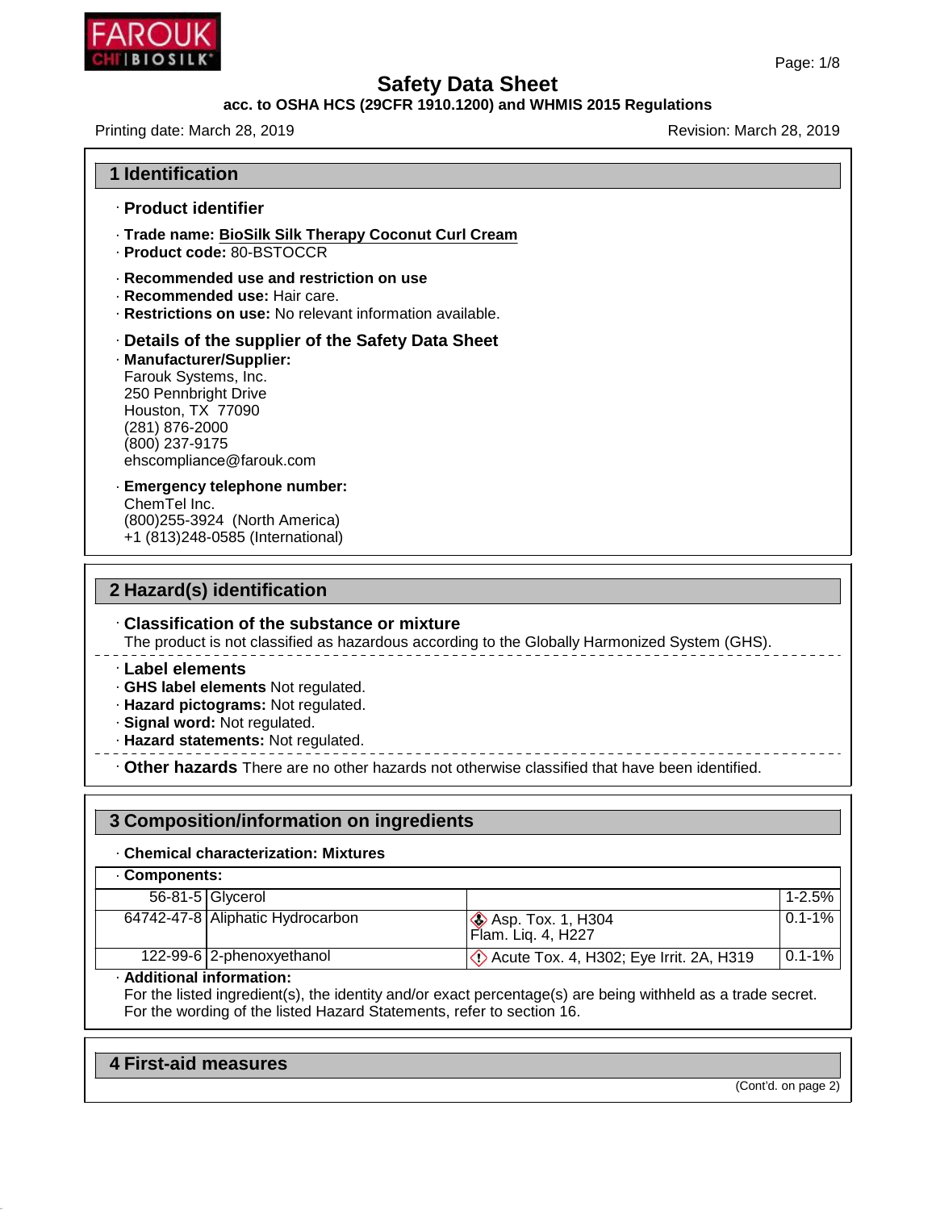# Safety Data Sheet

**acc. to OSHA HCS (29CFR 1910.1200) and WHMIS 2015 Regulations**

Printing date: March 28, 2019 | Revision: March 28, 2019

## 1 Identification

· **Product identifier**

· **Trade name: BioSilk Silk Therapy Coconut Curl Cream**
· **Product code:** 80-BSTOCCR

· **Recommended use and restriction on use**
· **Recommended use:** Hair care.
· **Restrictions on use:** No relevant information available.

· **Details of the supplier of the Safety Data Sheet**
· **Manufacturer/Supplier:**
Farouk Systems, Inc.
250 Pennbright Drive
Houston, TX 77090
(281) 876-2000
(800) 237-9175
ehscompliance@farouk.com

· **Emergency telephone number:**
ChemTel Inc.
(800)255-3924 (North America)
+1 (813)248-0585 (International)

## 2 Hazard(s) identification

· **Classification of the substance or mixture**
The product is not classified as hazardous according to the Globally Harmonized System (GHS).

· **Label elements**
· **GHS label elements** Not regulated.
· **Hazard pictograms:** Not regulated.
· **Signal word:** Not regulated.
· **Hazard statements:** Not regulated.

· **Other hazards** There are no other hazards not otherwise classified that have been identified.

## 3 Composition/information on ingredients

· **Chemical characterization: Mixtures**

· **Components:**

| CAS | Name | Classification | Percentage |
|---|---|---|---|
| 56-81-5 | Glycerol | | 1-2.5% |
| 64742-47-8 | Aliphatic Hydrocarbon | Asp. Tox. 1, H304; Flam. Liq. 4, H227 | 0.1-1% |
| 122-99-6 | 2-phenoxyethanol | Acute Tox. 4, H302; Eye Irrit. 2A, H319 | 0.1-1% |

· **Additional information:**
For the listed ingredient(s), the identity and/or exact percentage(s) are being withheld as a trade secret.
For the wording of the listed Hazard Statements, refer to section 16.

## 4 First-aid measures

(Cont'd. on page 2)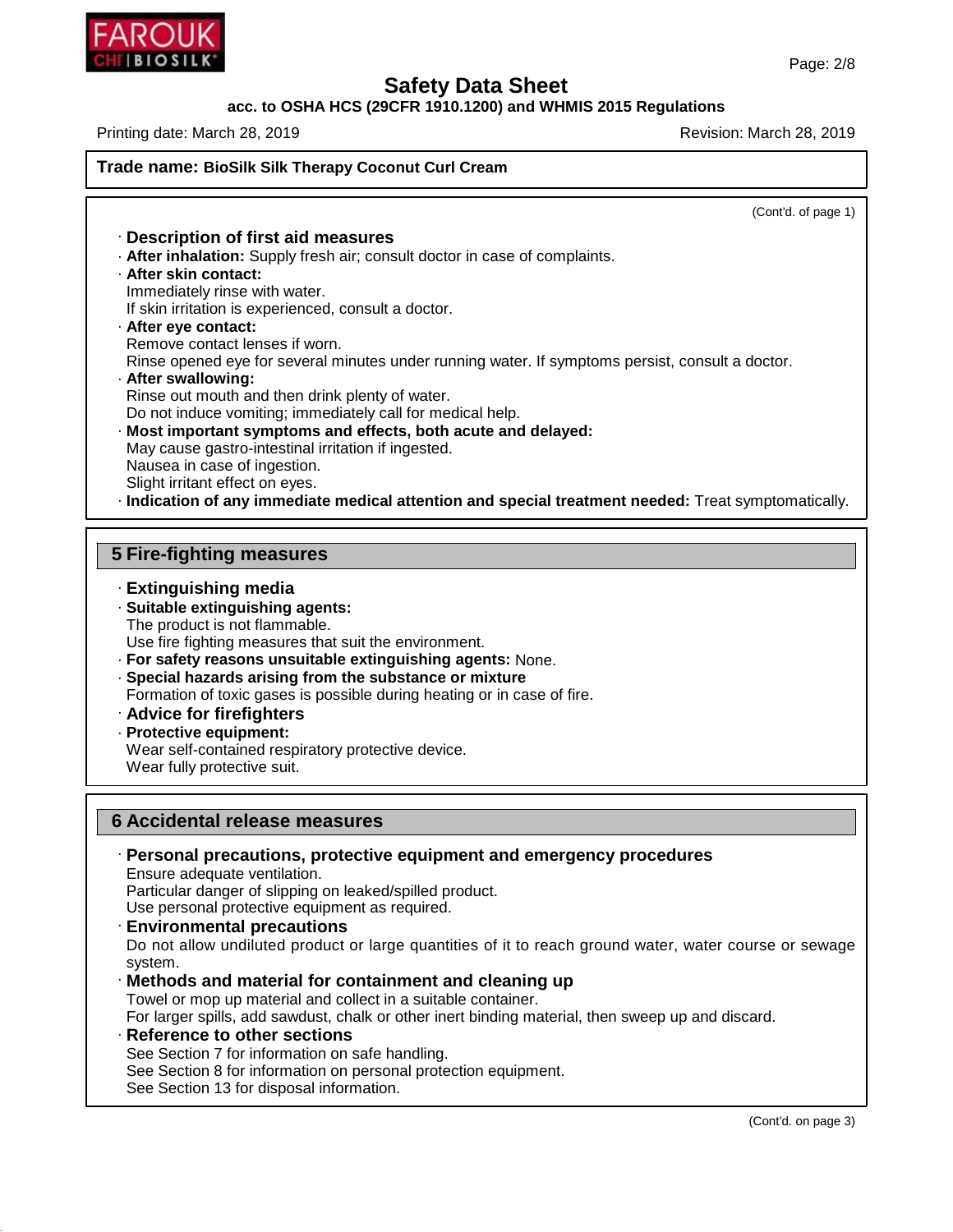**Trade name: BioSilk Silk Therapy Coconut Curl Cream**

(Cont'd. of page 1)

· **Description of first aid measures**
· **After inhalation:** Supply fresh air; consult doctor in case of complaints.
· **After skin contact:**
Immediately rinse with water.
If skin irritation is experienced, consult a doctor.
· **After eye contact:**
Remove contact lenses if worn.
Rinse opened eye for several minutes under running water. If symptoms persist, consult a doctor.
· **After swallowing:**
Rinse out mouth and then drink plenty of water.
Do not induce vomiting; immediately call for medical help.
· **Most important symptoms and effects, both acute and delayed:**
May cause gastro-intestinal irritation if ingested.
Nausea in case of ingestion.
Slight irritant effect on eyes.
· **Indication of any immediate medical attention and special treatment needed:** Treat symptomatically.

## 5 Fire-fighting measures

· **Extinguishing media**
· **Suitable extinguishing agents:**
The product is not flammable.
Use fire fighting measures that suit the environment.
· **For safety reasons unsuitable extinguishing agents:** None.
· **Special hazards arising from the substance or mixture**
Formation of toxic gases is possible during heating or in case of fire.
· **Advice for firefighters**
· **Protective equipment:**
Wear self-contained respiratory protective device.
Wear fully protective suit.

## 6 Accidental release measures

· **Personal precautions, protective equipment and emergency procedures**
Ensure adequate ventilation.
Particular danger of slipping on leaked/spilled product.
Use personal protective equipment as required.
· **Environmental precautions**
Do not allow undiluted product or large quantities of it to reach ground water, water course or sewage system.
· **Methods and material for containment and cleaning up**
Towel or mop up material and collect in a suitable container.
For larger spills, add sawdust, chalk or other inert binding material, then sweep up and discard.
· **Reference to other sections**
See Section 7 for information on safe handling.
See Section 8 for information on personal protection equipment.
See Section 13 for disposal information.

(Cont'd. on page 3)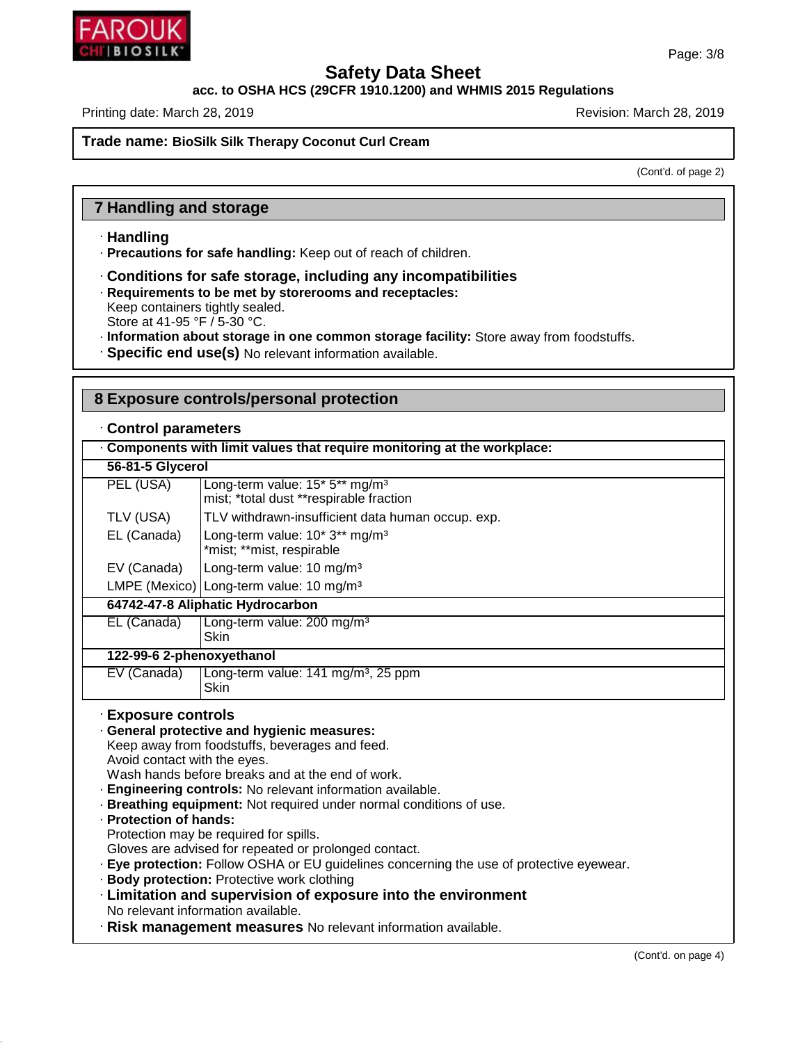**Trade name: BioSilk Silk Therapy Coconut Curl Cream**

(Cont'd. of page 2)

## 7 Handling and storage

· **Handling**
· **Precautions for safe handling:** Keep out of reach of children.

· **Conditions for safe storage, including any incompatibilities**
· **Requirements to be met by storerooms and receptacles:**
Keep containers tightly sealed.
Store at 41-95 °F / 5-30 °C.
· **Information about storage in one common storage facility:** Store away from foodstuffs.
· **Specific end use(s)** No relevant information available.

## 8 Exposure controls/personal protection

· **Control parameters**

| · Components with limit values that require monitoring at the workplace: | |
|---|---|
| **56-81-5 Glycerol** | |
| PEL (USA) | Long-term value: 15* 5** mg/m³<br>mist; *total dust **respirable fraction |
| TLV (USA) | TLV withdrawn-insufficient data human occup. exp. |
| EL (Canada) | Long-term value: 10* 3** mg/m³<br>*mist; **mist, respirable |
| EV (Canada) | Long-term value: 10 mg/m³ |
| LMPE (Mexico) | Long-term value: 10 mg/m³ |
| **64742-47-8 Aliphatic Hydrocarbon** | |
| EL (Canada) | Long-term value: 200 mg/m³<br>Skin |
| **122-99-6 2-phenoxyethanol** | |
| EV (Canada) | Long-term value: 141 mg/m³, 25 ppm<br>Skin |

· **Exposure controls**
· **General protective and hygienic measures:**
Keep away from foodstuffs, beverages and feed.
Avoid contact with the eyes.
Wash hands before breaks and at the end of work.
· **Engineering controls:** No relevant information available.
· **Breathing equipment:** Not required under normal conditions of use.
· **Protection of hands:**
Protection may be required for spills.
Gloves are advised for repeated or prolonged contact.
· **Eye protection:** Follow OSHA or EU guidelines concerning the use of protective eyewear.
· **Body protection:** Protective work clothing
· **Limitation and supervision of exposure into the environment**
No relevant information available.
· **Risk management measures** No relevant information available.

(Cont'd. on page 4)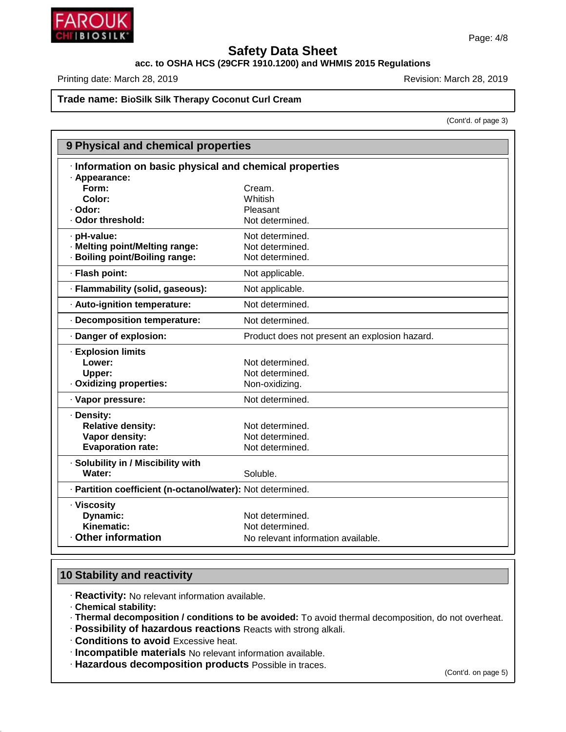**Safety Data Sheet**

**acc. to OSHA HCS (29CFR 1910.1200) and WHMIS 2015 Regulations**

Printing date: March 28, 2019 | Revision: March 28, 2019

**Trade name: BioSilk Silk Therapy Coconut Curl Cream**

(Cont'd. of page 3)

## 9 Physical and chemical properties

### · Information on basic physical and chemical properties

| Property | Value |
|---|---|
| · **Appearance:** | |
| **Form:** | Cream. |
| **Color:** | Whitish |
| · **Odor:** | Pleasant |
| · **Odor threshold:** | Not determined. |
| · **pH-value:** | Not determined. |
| · **Melting point/Melting range:** | Not determined. |
| · **Boiling point/Boiling range:** | Not determined. |
| · **Flash point:** | Not applicable. |
| · **Flammability (solid, gaseous):** | Not applicable. |
| · **Auto-ignition temperature:** | Not determined. |
| · **Decomposition temperature:** | Not determined. |
| · **Danger of explosion:** | Product does not present an explosion hazard. |
| · **Explosion limits** | |
| **Lower:** | Not determined. |
| **Upper:** | Not determined. |
| · **Oxidizing properties:** | Non-oxidizing. |
| · **Vapor pressure:** | Not determined. |
| · **Density:** | |
| **Relative density:** | Not determined. |
| **Vapor density:** | Not determined. |
| **Evaporation rate:** | Not determined. |
| · **Solubility in / Miscibility with** | |
| **Water:** | Soluble. |
| · **Partition coefficient (n-octanol/water):** | Not determined. |
| · **Viscosity** | |
| **Dynamic:** | Not determined. |
| **Kinematic:** | Not determined. |
| · **Other information** | No relevant information available. |

## 10 Stability and reactivity

- · **Reactivity:** No relevant information available.
- · **Chemical stability:**
- · **Thermal decomposition / conditions to be avoided:** To avoid thermal decomposition, do not overheat.
- · **Possibility of hazardous reactions** Reacts with strong alkali.
- · **Conditions to avoid** Excessive heat.
- · **Incompatible materials** No relevant information available.
- · **Hazardous decomposition products** Possible in traces.

(Cont'd. on page 5)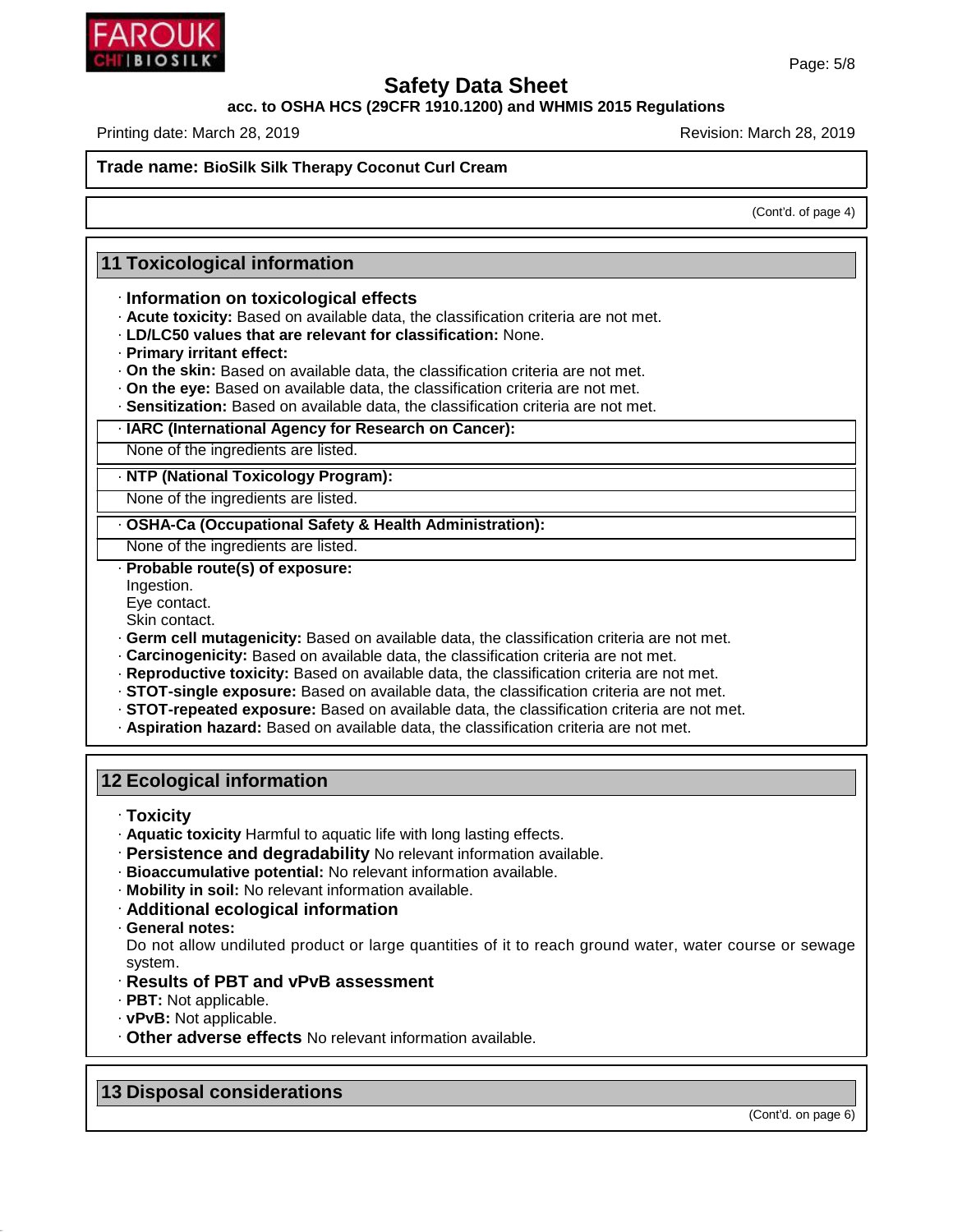**Trade name: BioSilk Silk Therapy Coconut Curl Cream**

(Cont'd. of page 4)

## 11 Toxicological information

· **Information on toxicological effects**
· **Acute toxicity:** Based on available data, the classification criteria are not met.
· **LD/LC50 values that are relevant for classification:** None.
· **Primary irritant effect:**
· **On the skin:** Based on available data, the classification criteria are not met.
· **On the eye:** Based on available data, the classification criteria are not met.
· **Sensitization:** Based on available data, the classification criteria are not met.

· **IARC (International Agency for Research on Cancer):**
None of the ingredients are listed.

· **NTP (National Toxicology Program):**
None of the ingredients are listed.

· **OSHA-Ca (Occupational Safety & Health Administration):**
None of the ingredients are listed.

· **Probable route(s) of exposure:**
Ingestion.
Eye contact.
Skin contact.
· **Germ cell mutagenicity:** Based on available data, the classification criteria are not met.
· **Carcinogenicity:** Based on available data, the classification criteria are not met.
· **Reproductive toxicity:** Based on available data, the classification criteria are not met.
· **STOT-single exposure:** Based on available data, the classification criteria are not met.
· **STOT-repeated exposure:** Based on available data, the classification criteria are not met.
· **Aspiration hazard:** Based on available data, the classification criteria are not met.

## 12 Ecological information

· **Toxicity**
· **Aquatic toxicity** Harmful to aquatic life with long lasting effects.
· **Persistence and degradability** No relevant information available.
· **Bioaccumulative potential:** No relevant information available.
· **Mobility in soil:** No relevant information available.
· **Additional ecological information**
· **General notes:**
Do not allow undiluted product or large quantities of it to reach ground water, water course or sewage system.
· **Results of PBT and vPvB assessment**
· **PBT:** Not applicable.
· **vPvB:** Not applicable.
· **Other adverse effects** No relevant information available.

## 13 Disposal considerations

(Cont'd. on page 6)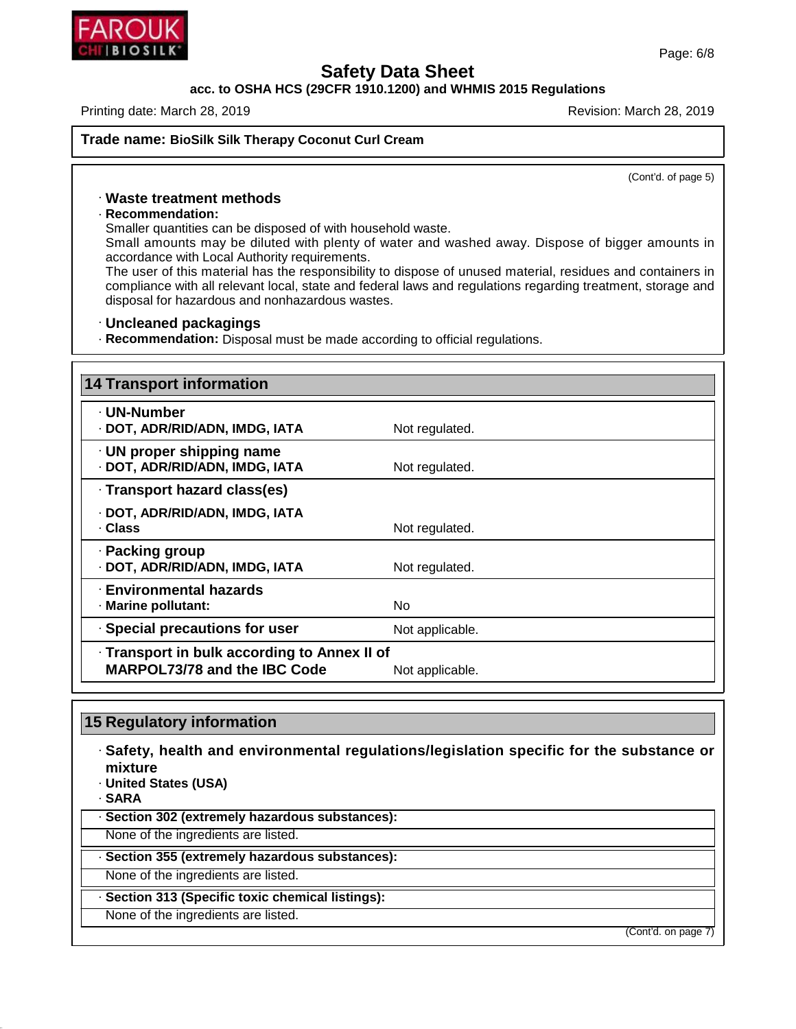**Trade name: BioSilk Silk Therapy Coconut Curl Cream**

(Cont'd. of page 5)

· **Waste treatment methods**

· **Recommendation:**
Smaller quantities can be disposed of with household waste.
Small amounts may be diluted with plenty of water and washed away. Dispose of bigger amounts in accordance with Local Authority requirements.
The user of this material has the responsibility to dispose of unused material, residues and containers in compliance with all relevant local, state and federal laws and regulations regarding treatment, storage and disposal for hazardous and nonhazardous wastes.

· **Uncleaned packagings**

· **Recommendation:** Disposal must be made according to official regulations.

## 14 Transport information

| | |
|---|---|
| · **UN-Number** | |
| · **DOT, ADR/RID/ADN, IMDG, IATA** | Not regulated. |
| · **UN proper shipping name** | |
| · **DOT, ADR/RID/ADN, IMDG, IATA** | Not regulated. |
| · **Transport hazard class(es)** | |
| · **DOT, ADR/RID/ADN, IMDG, IATA** | |
| · **Class** | Not regulated. |
| · **Packing group** | |
| · **DOT, ADR/RID/ADN, IMDG, IATA** | Not regulated. |
| · **Environmental hazards** | |
| · **Marine pollutant:** | No |
| · **Special precautions for user** | Not applicable. |
| · **Transport in bulk according to Annex II of MARPOL73/78 and the IBC Code** | Not applicable. |

## 15 Regulatory information

· **Safety, health and environmental regulations/legislation specific for the substance or mixture**

· **United States (USA)**

· **SARA**

· **Section 302 (extremely hazardous substances):**
None of the ingredients are listed.

· **Section 355 (extremely hazardous substances):**
None of the ingredients are listed.

· **Section 313 (Specific toxic chemical listings):**
None of the ingredients are listed.

(Cont'd. on page 7)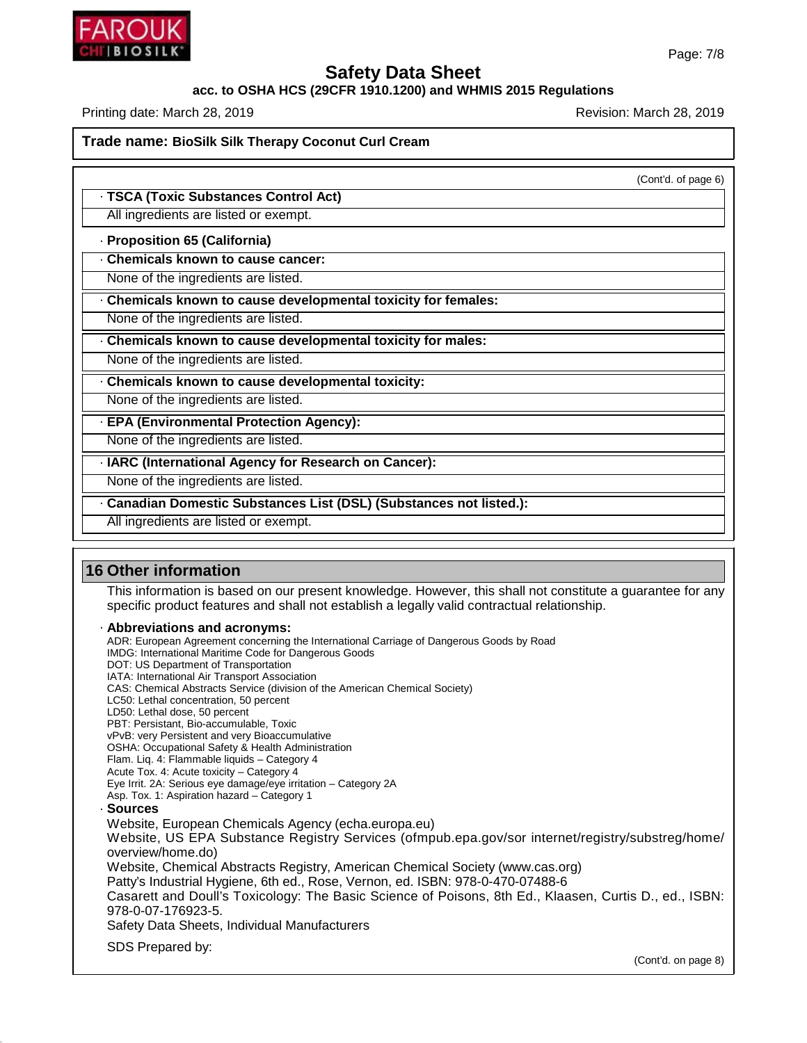**Trade name: BioSilk Silk Therapy Coconut Curl Cream**

(Cont'd. of page 6)

· **TSCA (Toxic Substances Control Act)**

All ingredients are listed or exempt.

· **Proposition 65 (California)**

· **Chemicals known to cause cancer:**

None of the ingredients are listed.

· **Chemicals known to cause developmental toxicity for females:**

None of the ingredients are listed.

· **Chemicals known to cause developmental toxicity for males:**

None of the ingredients are listed.

· **Chemicals known to cause developmental toxicity:**

None of the ingredients are listed.

· **EPA (Environmental Protection Agency):**

None of the ingredients are listed.

· **IARC (International Agency for Research on Cancer):**

None of the ingredients are listed.

· **Canadian Domestic Substances List (DSL) (Substances not listed.):**

All ingredients are listed or exempt.

## 16 Other information

This information is based on our present knowledge. However, this shall not constitute a guarantee for any specific product features and shall not establish a legally valid contractual relationship.

· **Abbreviations and acronyms:**

ADR: European Agreement concerning the International Carriage of Dangerous Goods by Road
IMDG: International Maritime Code for Dangerous Goods
DOT: US Department of Transportation
IATA: International Air Transport Association
CAS: Chemical Abstracts Service (division of the American Chemical Society)
LC50: Lethal concentration, 50 percent
LD50: Lethal dose, 50 percent
PBT: Persistant, Bio-accumulable, Toxic
vPvB: very Persistent and very Bioaccumulative
OSHA: Occupational Safety & Health Administration
Flam. Liq. 4: Flammable liquids – Category 4
Acute Tox. 4: Acute toxicity – Category 4
Eye Irrit. 2A: Serious eye damage/eye irritation – Category 2A
Asp. Tox. 1: Aspiration hazard – Category 1

· **Sources**

Website, European Chemicals Agency (echa.europa.eu)
Website, US EPA Substance Registry Services (ofmpub.epa.gov/sor internet/registry/substreg/home/overview/home.do)
Website, Chemical Abstracts Registry, American Chemical Society (www.cas.org)
Patty's Industrial Hygiene, 6th ed., Rose, Vernon, ed. ISBN: 978-0-470-07488-6
Casarett and Doull's Toxicology: The Basic Science of Poisons, 8th Ed., Klaasen, Curtis D., ed., ISBN: 978-0-07-176923-5.
Safety Data Sheets, Individual Manufacturers

SDS Prepared by:

(Cont'd. on page 8)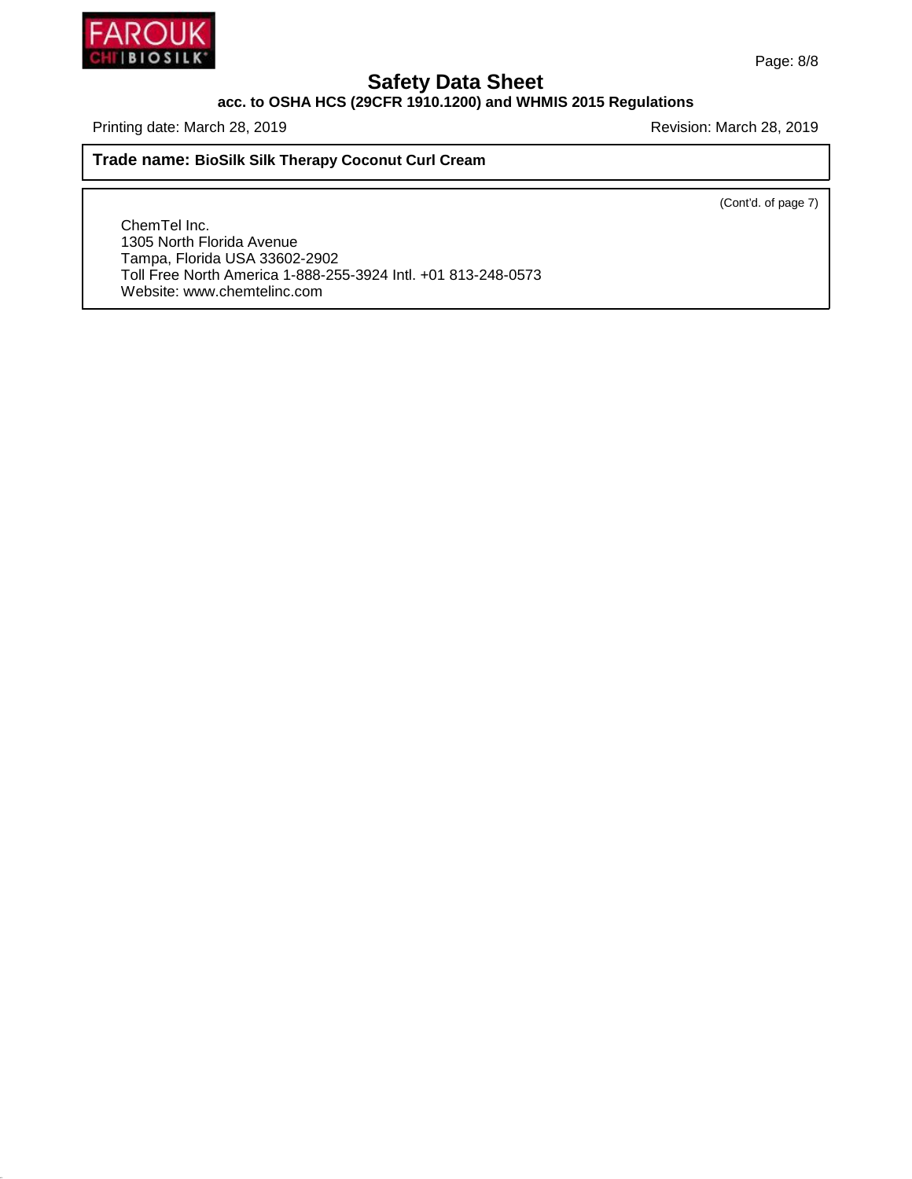**Trade name: BioSilk Silk Therapy Coconut Curl Cream**

(Cont'd. of page 7)

ChemTel Inc.
1305 North Florida Avenue
Tampa, Florida USA 33602-2902
Toll Free North America 1-888-255-3924 Intl. +01 813-248-0573
Website: www.chemtelinc.com